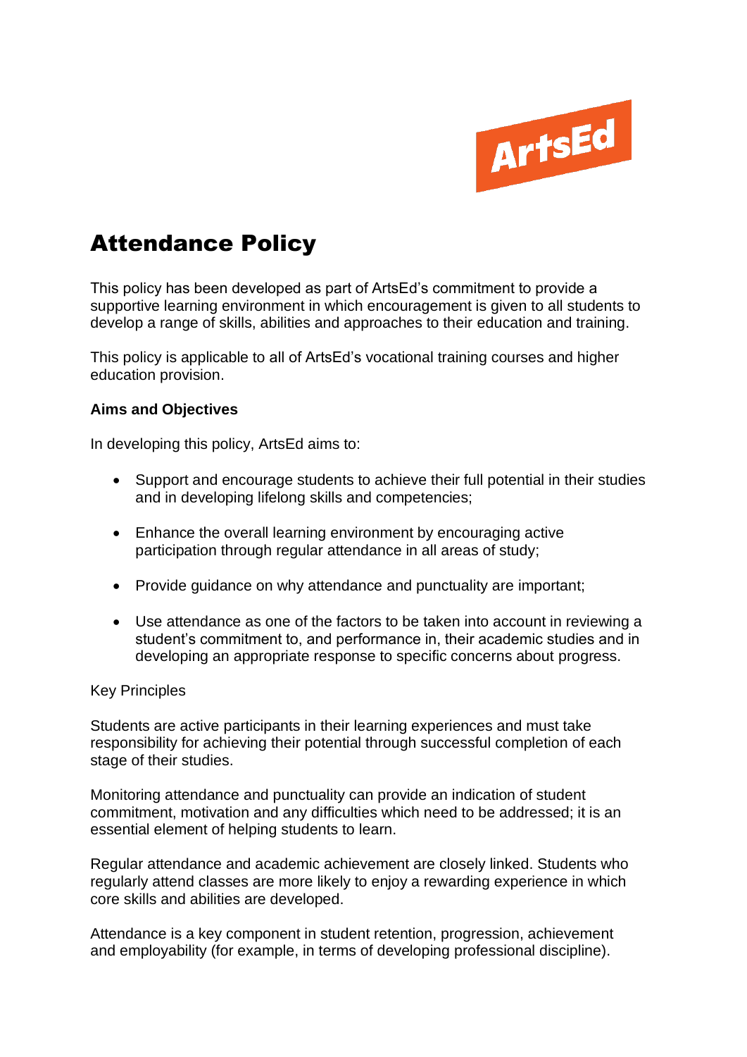# Attendance Policy

This policy has been developed as part of ArtsEd's commitment to provide a supportive learning environment in which encouragement is given to all students to develop a range of skills, abilities and approaches to their education and training.

This policy is applicable to all of ArtsEd's vocational training courses and higher education provision.

**Aims and Objectives**

In developing this policy, ArtsEd aims to:

- Support and encourage students to achieve their full potential in their studies and in developing lifelong skills and competencies;
- Enhance the overall learning environment by encouraging active participation through regular attendance in all areas of study;
- Provide guidance on why attendance and punctuality are important;
- Use attendance as one of the factors to be taken into account in reviewing a student's commitment to, and performance in, their academic studies and in developing an appropriate response to specific concerns about progress.

Key Principles

Students are active participants in their learning experiences and must take responsibility for achieving their potential through successful completion of each stage of their studies.

Monitoring attendance and punctuality can provide an indication of student commitment, motivation and any difficulties which need to be addressed; it is an essential element of helping students to learn.

Regular attendance and academic achievement are closely linked. Students who regularly attend classes are more likely to enjoy a rewarding experience in which core skills and abilities are developed.

Attendance is a key component in student retention, progression, achievement and employability (for example, in terms of developing professional discipline).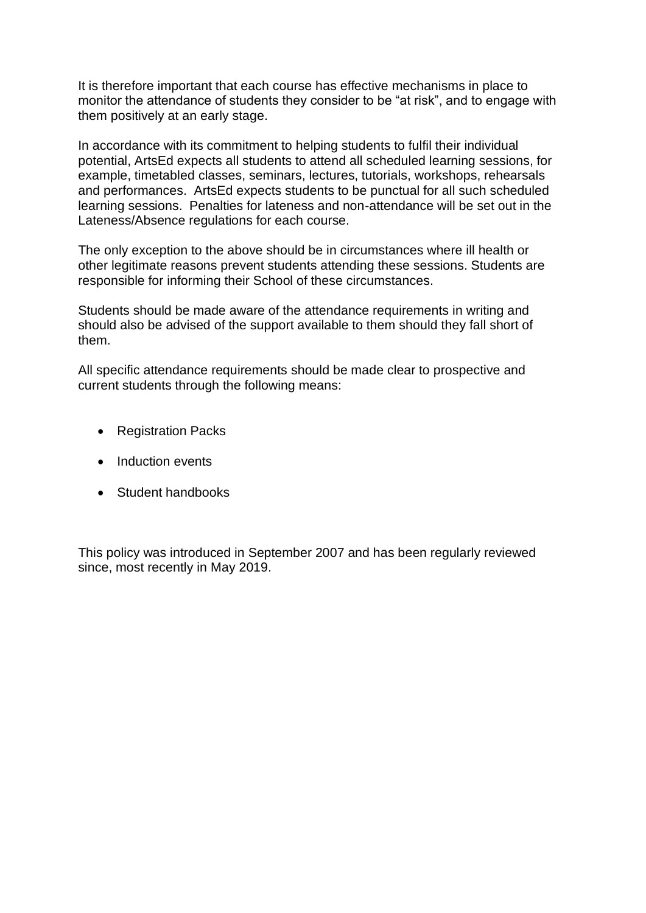It is therefore important that each course has effective mechanisms in place to monitor the attendance of students they consider to be "at risk", and to engage with them positively at an early stage.

In accordance with its commitment to helping students to fulfil their individual potential, ArtsEd expects all students to attend all scheduled learning sessions, for example, timetabled classes, seminars, lectures, tutorials, workshops, rehearsals and performances. ArtsEd expects students to be punctual for all such scheduled learning sessions. Penalties for lateness and non-attendance will be set out in the Lateness/Absence regulations for each course.

The only exception to the above should be in circumstances where ill health or other legitimate reasons prevent students attending these sessions. Students are responsible for informing their School of these circumstances.

Students should be made aware of the attendance requirements in writing and should also be advised of the support available to them should they fall short of them.

All specific attendance requirements should be made clear to prospective and current students through the following means:

- Registration Packs
- Induction events
- Student handbooks

This policy was introduced in September 2007 and has been regularly reviewed since, most recently in May 2019.